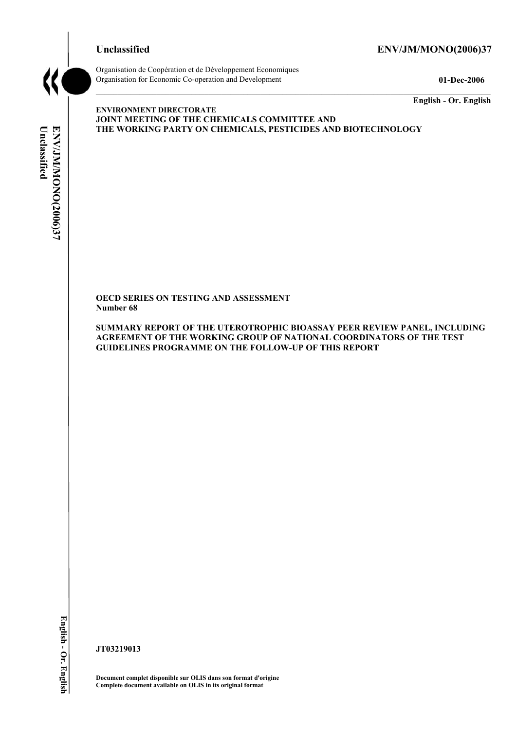**Unclassified** **ENV/JM/MONO(2006)37**

Organisation de Coopération et de Développement Economiques
Organisation for Economic Co-operation and Development **01-Dec-2006**

**English - Or. English**

**ENVIRONMENT DIRECTORATE**
**JOINT MEETING OF THE CHEMICALS COMMITTEE AND**
**THE WORKING PARTY ON CHEMICALS, PESTICIDES AND BIOTECHNOLOGY**

**OECD SERIES ON TESTING AND ASSESSMENT**
**Number 68**

**SUMMARY REPORT OF THE UTEROTROPHIC BIOASSAY PEER REVIEW PANEL, INCLUDING AGREEMENT OF THE WORKING GROUP OF NATIONAL COORDINATORS OF THE TEST GUIDELINES PROGRAMME ON THE FOLLOW-UP OF THIS REPORT**

**JT03219013**

**Document complet disponible sur OLIS dans son format d'origine**
**Complete document available on OLIS in its original format**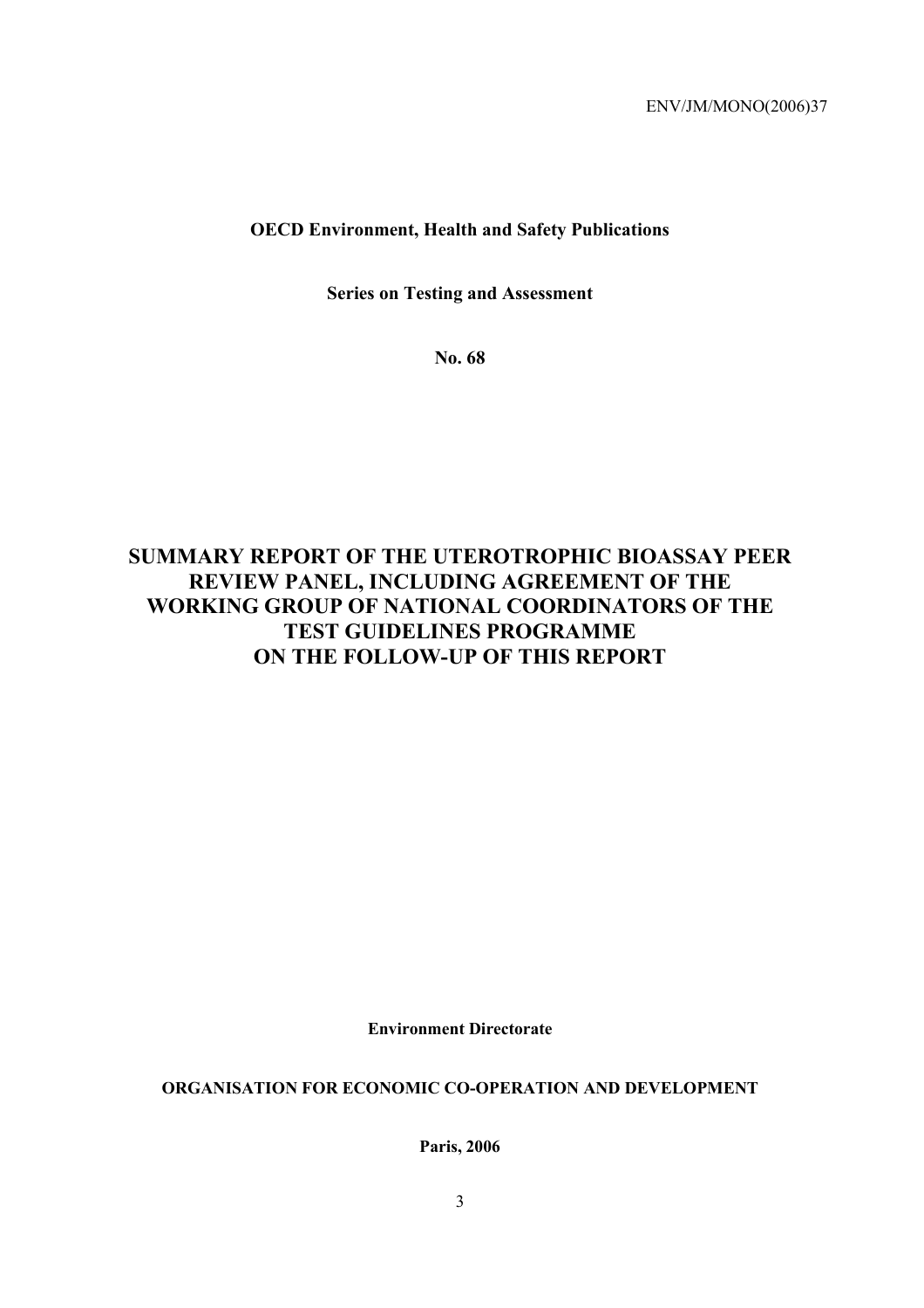ENV/JM/MONO(2006)37

**OECD Environment, Health and Safety Publications**

**Series on Testing and Assessment**

**No. 68**

# SUMMARY REPORT OF THE UTEROTROPHIC BIOASSAY PEER REVIEW PANEL, INCLUDING AGREEMENT OF THE WORKING GROUP OF NATIONAL COORDINATORS OF THE TEST GUIDELINES PROGRAMME ON THE FOLLOW-UP OF THIS REPORT

**Environment Directorate**

**ORGANISATION FOR ECONOMIC CO-OPERATION AND DEVELOPMENT**

**Paris, 2006**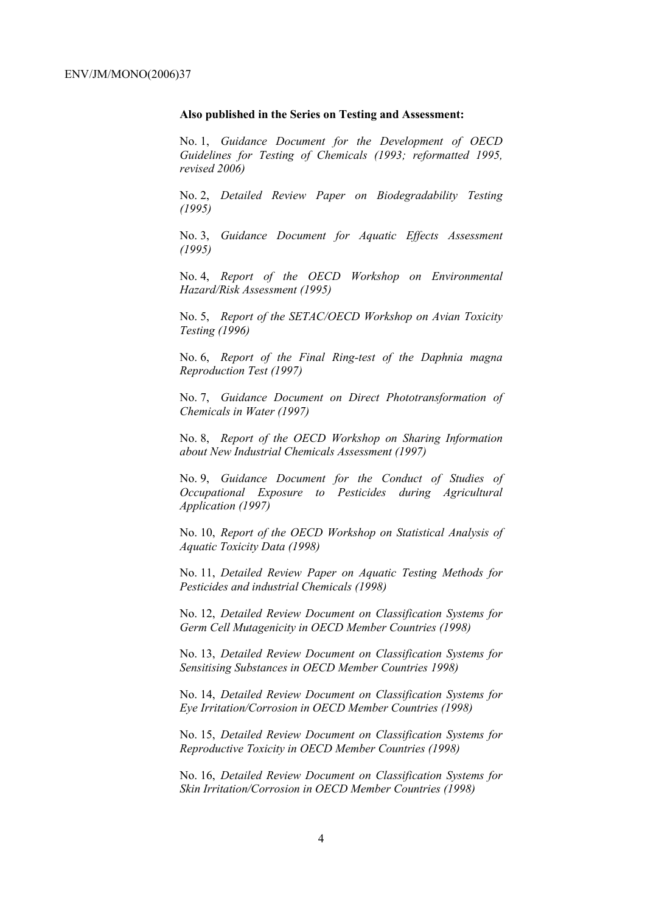**Also published in the Series on Testing and Assessment:**

No. 1, *Guidance Document for the Development of OECD Guidelines for Testing of Chemicals (1993; reformatted 1995, revised 2006)*

No. 2, *Detailed Review Paper on Biodegradability Testing (1995)*

No. 3, *Guidance Document for Aquatic Effects Assessment (1995)*

No. 4, *Report of the OECD Workshop on Environmental Hazard/Risk Assessment (1995)*

No. 5, *Report of the SETAC/OECD Workshop on Avian Toxicity Testing (1996)*

No. 6, *Report of the Final Ring-test of the Daphnia magna Reproduction Test (1997)*

No. 7, *Guidance Document on Direct Phototransformation of Chemicals in Water (1997)*

No. 8, *Report of the OECD Workshop on Sharing Information about New Industrial Chemicals Assessment (1997)*

No. 9, *Guidance Document for the Conduct of Studies of Occupational Exposure to Pesticides during Agricultural Application (1997)*

No. 10, *Report of the OECD Workshop on Statistical Analysis of Aquatic Toxicity Data (1998)*

No. 11, *Detailed Review Paper on Aquatic Testing Methods for Pesticides and industrial Chemicals (1998)*

No. 12, *Detailed Review Document on Classification Systems for Germ Cell Mutagenicity in OECD Member Countries (1998)*

No. 13, *Detailed Review Document on Classification Systems for Sensitising Substances in OECD Member Countries 1998)*

No. 14, *Detailed Review Document on Classification Systems for Eye Irritation/Corrosion in OECD Member Countries (1998)*

No. 15, *Detailed Review Document on Classification Systems for Reproductive Toxicity in OECD Member Countries (1998)*

No. 16, *Detailed Review Document on Classification Systems for Skin Irritation/Corrosion in OECD Member Countries (1998)*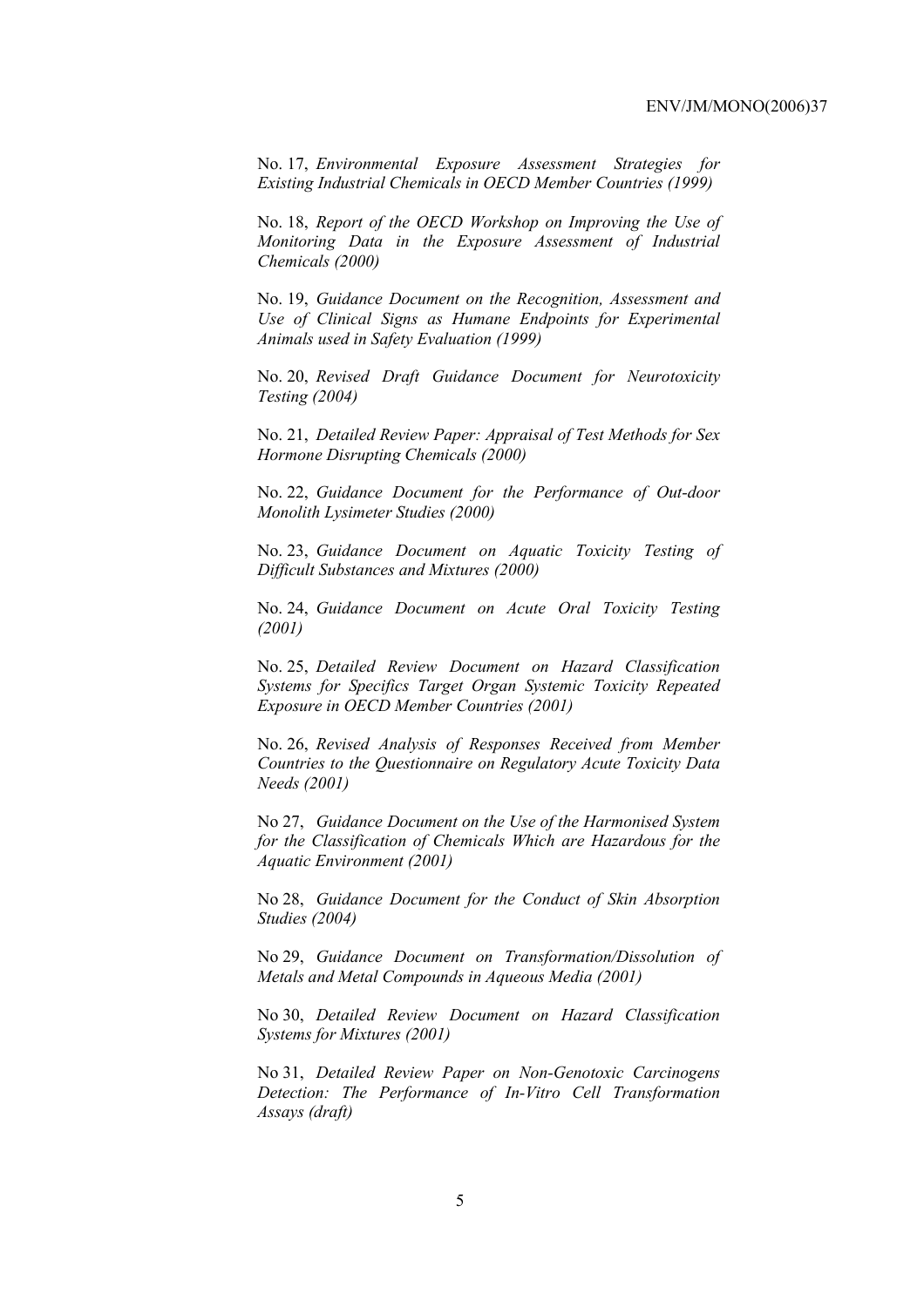No. 17, *Environmental Exposure Assessment Strategies for Existing Industrial Chemicals in OECD Member Countries (1999)*

No. 18, *Report of the OECD Workshop on Improving the Use of Monitoring Data in the Exposure Assessment of Industrial Chemicals (2000)*

No. 19, *Guidance Document on the Recognition, Assessment and Use of Clinical Signs as Humane Endpoints for Experimental Animals used in Safety Evaluation (1999)*

No. 20, *Revised Draft Guidance Document for Neurotoxicity Testing (2004)*

No. 21, *Detailed Review Paper: Appraisal of Test Methods for Sex Hormone Disrupting Chemicals (2000)*

No. 22, *Guidance Document for the Performance of Out-door Monolith Lysimeter Studies (2000)*

No. 23, *Guidance Document on Aquatic Toxicity Testing of Difficult Substances and Mixtures (2000)*

No. 24, *Guidance Document on Acute Oral Toxicity Testing (2001)*

No. 25, *Detailed Review Document on Hazard Classification Systems for Specifics Target Organ Systemic Toxicity Repeated Exposure in OECD Member Countries (2001)*

No. 26, *Revised Analysis of Responses Received from Member Countries to the Questionnaire on Regulatory Acute Toxicity Data Needs (2001)*

No 27, *Guidance Document on the Use of the Harmonised System for the Classification of Chemicals Which are Hazardous for the Aquatic Environment (2001)*

No 28, *Guidance Document for the Conduct of Skin Absorption Studies (2004)*

No 29, *Guidance Document on Transformation/Dissolution of Metals and Metal Compounds in Aqueous Media (2001)*

No 30, *Detailed Review Document on Hazard Classification Systems for Mixtures (2001)*

No 31, *Detailed Review Paper on Non-Genotoxic Carcinogens Detection: The Performance of In-Vitro Cell Transformation Assays (draft)*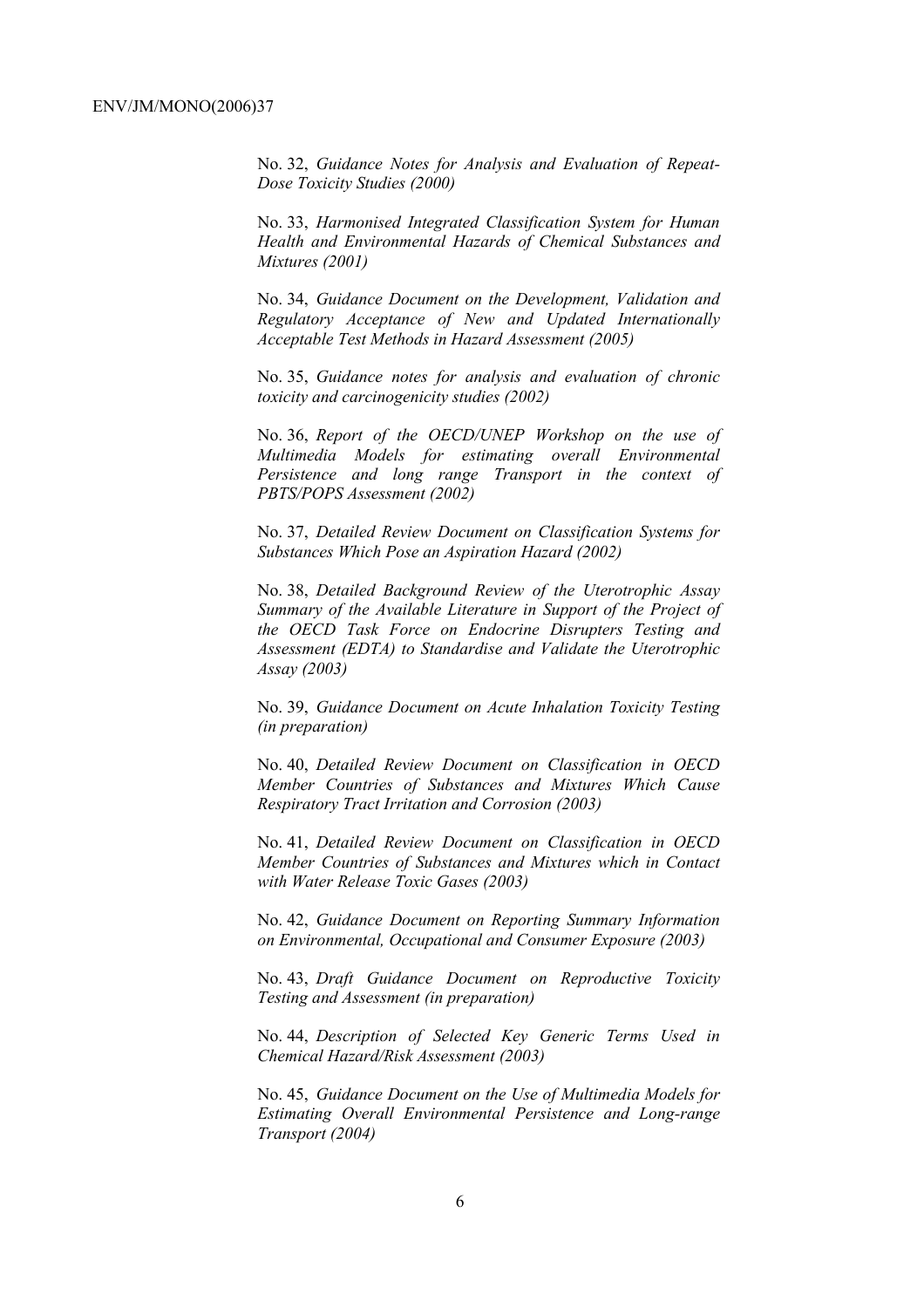No. 32, *Guidance Notes for Analysis and Evaluation of Repeat-Dose Toxicity Studies (2000)*

No. 33, *Harmonised Integrated Classification System for Human Health and Environmental Hazards of Chemical Substances and Mixtures (2001)*

No. 34, *Guidance Document on the Development, Validation and Regulatory Acceptance of New and Updated Internationally Acceptable Test Methods in Hazard Assessment (2005)*

No. 35, *Guidance notes for analysis and evaluation of chronic toxicity and carcinogenicity studies (2002)*

No. 36, *Report of the OECD/UNEP Workshop on the use of Multimedia Models for estimating overall Environmental Persistence and long range Transport in the context of PBTS/POPS Assessment (2002)*

No. 37, *Detailed Review Document on Classification Systems for Substances Which Pose an Aspiration Hazard (2002)*

No. 38, *Detailed Background Review of the Uterotrophic Assay Summary of the Available Literature in Support of the Project of the OECD Task Force on Endocrine Disrupters Testing and Assessment (EDTA) to Standardise and Validate the Uterotrophic Assay (2003)*

No. 39, *Guidance Document on Acute Inhalation Toxicity Testing (in preparation)*

No. 40, *Detailed Review Document on Classification in OECD Member Countries of Substances and Mixtures Which Cause Respiratory Tract Irritation and Corrosion (2003)*

No. 41, *Detailed Review Document on Classification in OECD Member Countries of Substances and Mixtures which in Contact with Water Release Toxic Gases (2003)*

No. 42, *Guidance Document on Reporting Summary Information on Environmental, Occupational and Consumer Exposure (2003)*

No. 43, *Draft Guidance Document on Reproductive Toxicity Testing and Assessment (in preparation)*

No. 44, *Description of Selected Key Generic Terms Used in Chemical Hazard/Risk Assessment (2003)*

No. 45, *Guidance Document on the Use of Multimedia Models for Estimating Overall Environmental Persistence and Long-range Transport (2004)*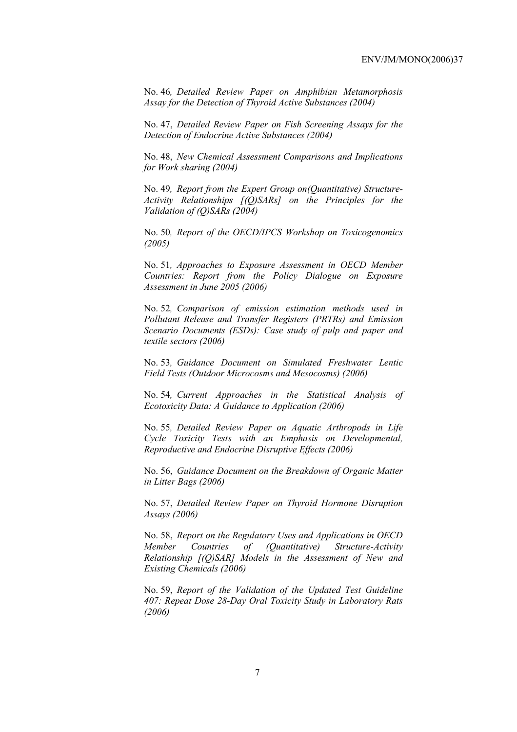No. 46*, Detailed Review Paper on Amphibian Metamorphosis Assay for the Detection of Thyroid Active Substances (2004)*

No. 47, *Detailed Review Paper on Fish Screening Assays for the Detection of Endocrine Active Substances (2004)*

No. 48, *New Chemical Assessment Comparisons and Implications for Work sharing (2004)*

No. 49*, Report from the Expert Group on(Quantitative) Structure-Activity Relationships [(Q)SARs] on the Principles for the Validation of (Q)SARs (2004)*

No. 50*, Report of the OECD/IPCS Workshop on Toxicogenomics (2005)*

No. 51*, Approaches to Exposure Assessment in OECD Member Countries: Report from the Policy Dialogue on Exposure Assessment in June 2005 (2006)*

No. 52*, Comparison of emission estimation methods used in Pollutant Release and Transfer Registers (PRTRs) and Emission Scenario Documents (ESDs): Case study of pulp and paper and textile sectors (2006)*

No. 53*, Guidance Document on Simulated Freshwater Lentic Field Tests (Outdoor Microcosms and Mesocosms) (2006)*

No. 54*, Current Approaches in the Statistical Analysis of Ecotoxicity Data: A Guidance to Application (2006)*

No. 55*, Detailed Review Paper on Aquatic Arthropods in Life Cycle Toxicity Tests with an Emphasis on Developmental, Reproductive and Endocrine Disruptive Effects (2006)*

No. 56, *Guidance Document on the Breakdown of Organic Matter in Litter Bags (2006)*

No. 57, *Detailed Review Paper on Thyroid Hormone Disruption Assays (2006)*

No. 58, *Report on the Regulatory Uses and Applications in OECD Member Countries of (Quantitative) Structure-Activity Relationship [(Q)SAR] Models in the Assessment of New and Existing Chemicals (2006)*

No. 59, *Report of the Validation of the Updated Test Guideline 407: Repeat Dose 28-Day Oral Toxicity Study in Laboratory Rats (2006)*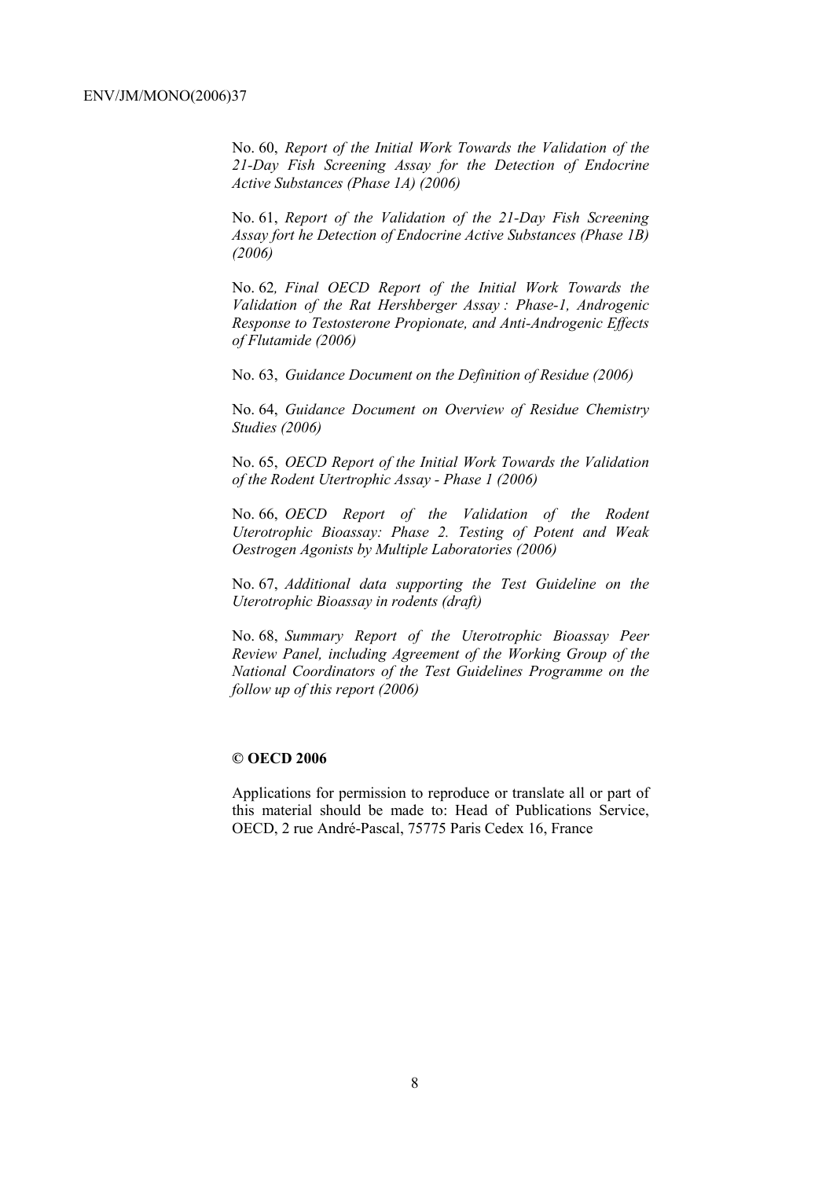No. 60, *Report of the Initial Work Towards the Validation of the 21-Day Fish Screening Assay for the Detection of Endocrine Active Substances (Phase 1A) (2006)*

No. 61, *Report of the Validation of the 21-Day Fish Screening Assay fort he Detection of Endocrine Active Substances (Phase 1B) (2006)*

No. 62*, Final OECD Report of the Initial Work Towards the Validation of the Rat Hershberger Assay : Phase-1, Androgenic Response to Testosterone Propionate, and Anti-Androgenic Effects of Flutamide (2006)*

No. 63, *Guidance Document on the Definition of Residue (2006)*

No. 64, *Guidance Document on Overview of Residue Chemistry Studies (2006)*

No. 65, *OECD Report of the Initial Work Towards the Validation of the Rodent Utertrophic Assay - Phase 1 (2006)*

No. 66, *OECD Report of the Validation of the Rodent Uterotrophic Bioassay: Phase 2. Testing of Potent and Weak Oestrogen Agonists by Multiple Laboratories (2006)*

No. 67, *Additional data supporting the Test Guideline on the Uterotrophic Bioassay in rodents (draft)*

No. 68, *Summary Report of the Uterotrophic Bioassay Peer Review Panel, including Agreement of the Working Group of the National Coordinators of the Test Guidelines Programme on the follow up of this report (2006)*

**© OECD 2006**

Applications for permission to reproduce or translate all or part of this material should be made to: Head of Publications Service, OECD, 2 rue André-Pascal, 75775 Paris Cedex 16, France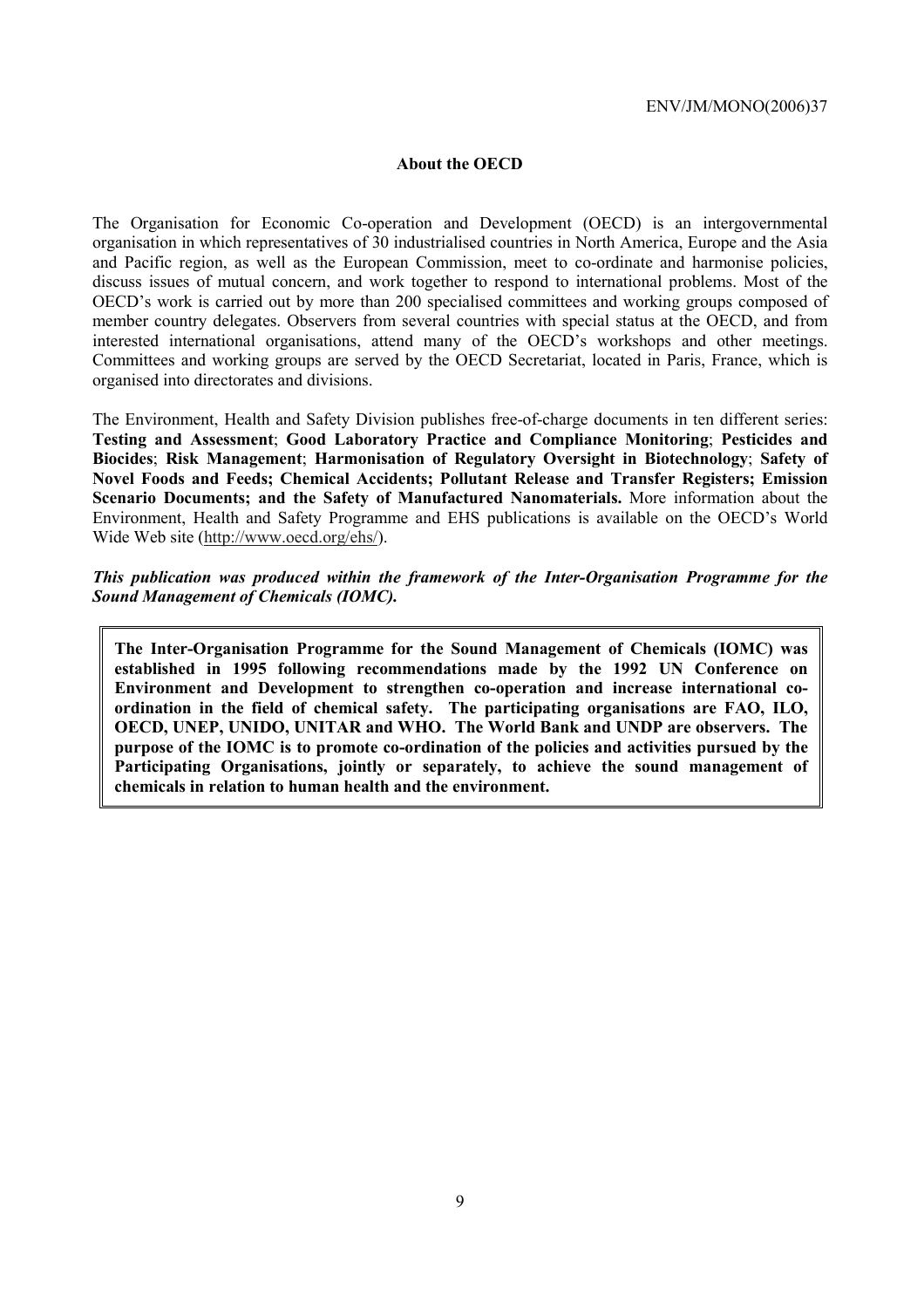## About the OECD

The Organisation for Economic Co-operation and Development (OECD) is an intergovernmental organisation in which representatives of 30 industrialised countries in North America, Europe and the Asia and Pacific region, as well as the European Commission, meet to co-ordinate and harmonise policies, discuss issues of mutual concern, and work together to respond to international problems. Most of the OECD's work is carried out by more than 200 specialised committees and working groups composed of member country delegates. Observers from several countries with special status at the OECD, and from interested international organisations, attend many of the OECD's workshops and other meetings. Committees and working groups are served by the OECD Secretariat, located in Paris, France, which is organised into directorates and divisions.

The Environment, Health and Safety Division publishes free-of-charge documents in ten different series: **Testing and Assessment**; **Good Laboratory Practice and Compliance Monitoring**; **Pesticides and Biocides**; **Risk Management**; **Harmonisation of Regulatory Oversight in Biotechnology**; **Safety of Novel Foods and Feeds; Chemical Accidents; Pollutant Release and Transfer Registers; Emission Scenario Documents; and the Safety of Manufactured Nanomaterials.** More information about the Environment, Health and Safety Programme and EHS publications is available on the OECD's World Wide Web site (http://www.oecd.org/ehs/).

***This publication was produced within the framework of the Inter-Organisation Programme for the Sound Management of Chemicals (IOMC).***

**The Inter-Organisation Programme for the Sound Management of Chemicals (IOMC) was established in 1995 following recommendations made by the 1992 UN Conference on Environment and Development to strengthen co-operation and increase international co-ordination in the field of chemical safety. The participating organisations are FAO, ILO, OECD, UNEP, UNIDO, UNITAR and WHO. The World Bank and UNDP are observers. The purpose of the IOMC is to promote co-ordination of the policies and activities pursued by the Participating Organisations, jointly or separately, to achieve the sound management of chemicals in relation to human health and the environment.**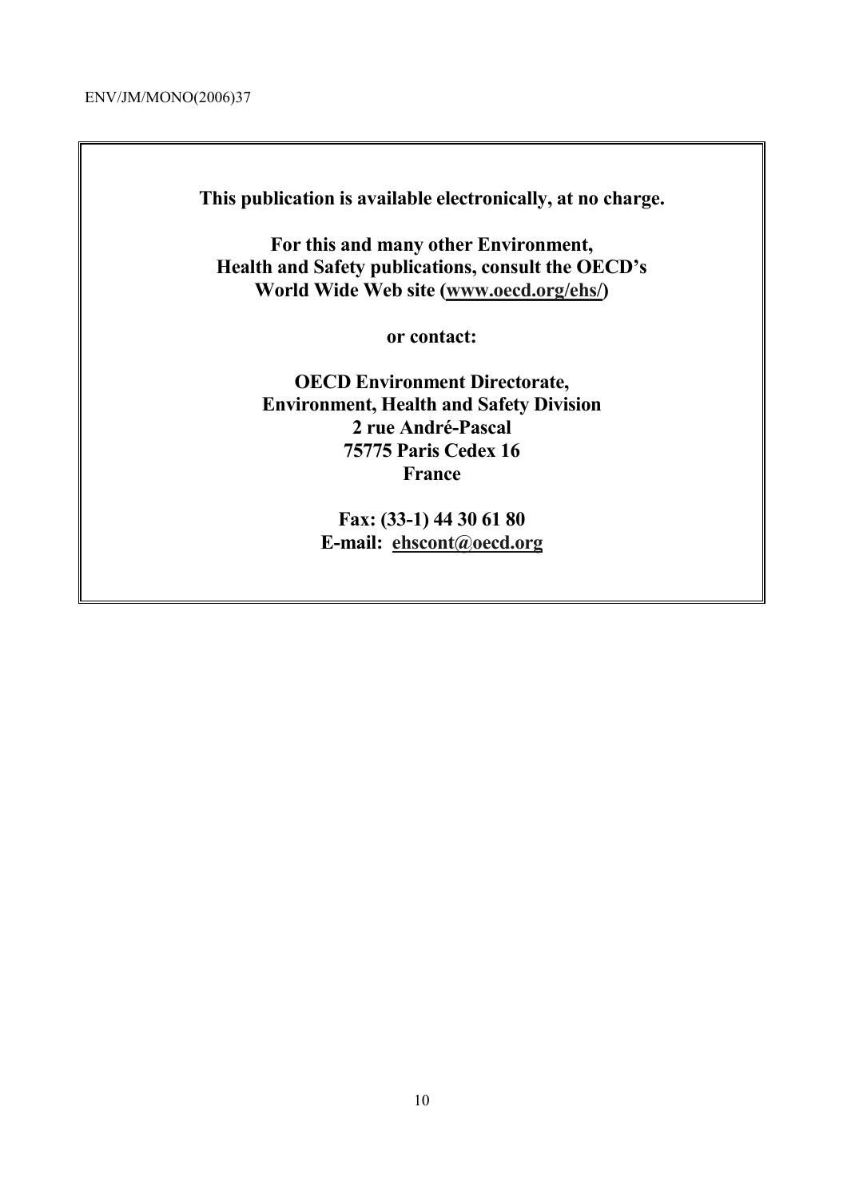**This publication is available electronically, at no charge.**

**For this and many other Environment, Health and Safety publications, consult the OECD's World Wide Web site (www.oecd.org/ehs/)**

**or contact:**

**OECD Environment Directorate,**
**Environment, Health and Safety Division**
**2 rue André-Pascal**
**75775 Paris Cedex 16**
**France**

**Fax: (33-1) 44 30 61 80**
**E-mail: ehscont@oecd.org**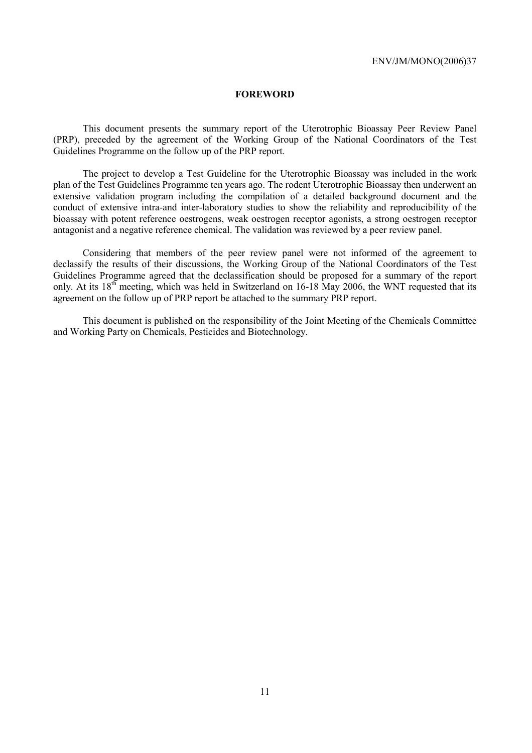## FOREWORD

This document presents the summary report of the Uterotrophic Bioassay Peer Review Panel (PRP), preceded by the agreement of the Working Group of the National Coordinators of the Test Guidelines Programme on the follow up of the PRP report.

The project to develop a Test Guideline for the Uterotrophic Bioassay was included in the work plan of the Test Guidelines Programme ten years ago. The rodent Uterotrophic Bioassay then underwent an extensive validation program including the compilation of a detailed background document and the conduct of extensive intra-and inter-laboratory studies to show the reliability and reproducibility of the bioassay with potent reference oestrogens, weak oestrogen receptor agonists, a strong oestrogen receptor antagonist and a negative reference chemical. The validation was reviewed by a peer review panel.

Considering that members of the peer review panel were not informed of the agreement to declassify the results of their discussions, the Working Group of the National Coordinators of the Test Guidelines Programme agreed that the declassification should be proposed for a summary of the report only. At its 18th meeting, which was held in Switzerland on 16-18 May 2006, the WNT requested that its agreement on the follow up of PRP report be attached to the summary PRP report.

This document is published on the responsibility of the Joint Meeting of the Chemicals Committee and Working Party on Chemicals, Pesticides and Biotechnology.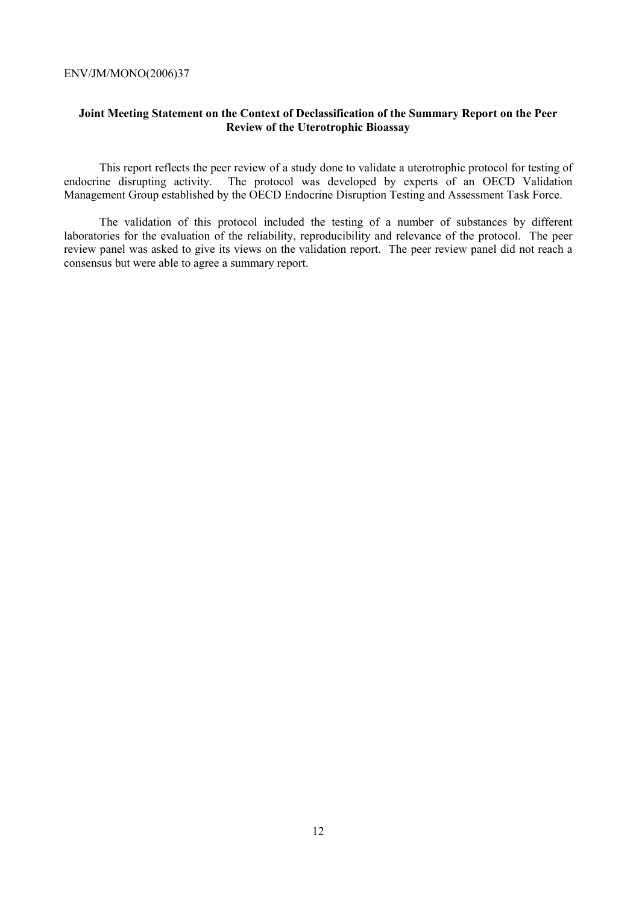**Joint Meeting Statement on the Context of Declassification of the Summary Report on the Peer Review of the Uterotrophic Bioassay**

This report reflects the peer review of a study done to validate a uterotrophic protocol for testing of endocrine disrupting activity. The protocol was developed by experts of an OECD Validation Management Group established by the OECD Endocrine Disruption Testing and Assessment Task Force.

The validation of this protocol included the testing of a number of substances by different laboratories for the evaluation of the reliability, reproducibility and relevance of the protocol. The peer review panel was asked to give its views on the validation report. The peer review panel did not reach a consensus but were able to agree a summary report.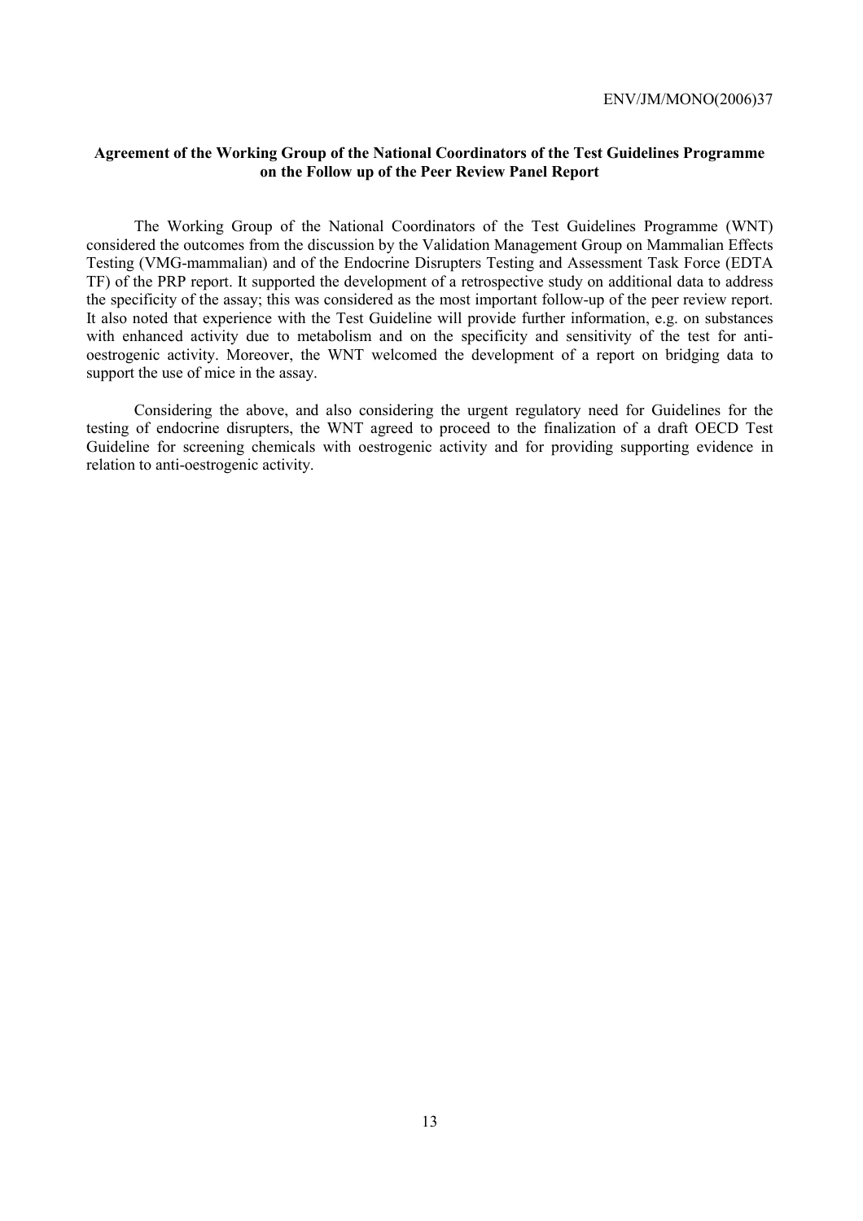**Agreement of the Working Group of the National Coordinators of the Test Guidelines Programme on the Follow up of the Peer Review Panel Report**

The Working Group of the National Coordinators of the Test Guidelines Programme (WNT) considered the outcomes from the discussion by the Validation Management Group on Mammalian Effects Testing (VMG-mammalian) and of the Endocrine Disrupters Testing and Assessment Task Force (EDTA TF) of the PRP report. It supported the development of a retrospective study on additional data to address the specificity of the assay; this was considered as the most important follow-up of the peer review report. It also noted that experience with the Test Guideline will provide further information, e.g. on substances with enhanced activity due to metabolism and on the specificity and sensitivity of the test for anti-oestrogenic activity. Moreover, the WNT welcomed the development of a report on bridging data to support the use of mice in the assay.

Considering the above, and also considering the urgent regulatory need for Guidelines for the testing of endocrine disrupters, the WNT agreed to proceed to the finalization of a draft OECD Test Guideline for screening chemicals with oestrogenic activity and for providing supporting evidence in relation to anti-oestrogenic activity.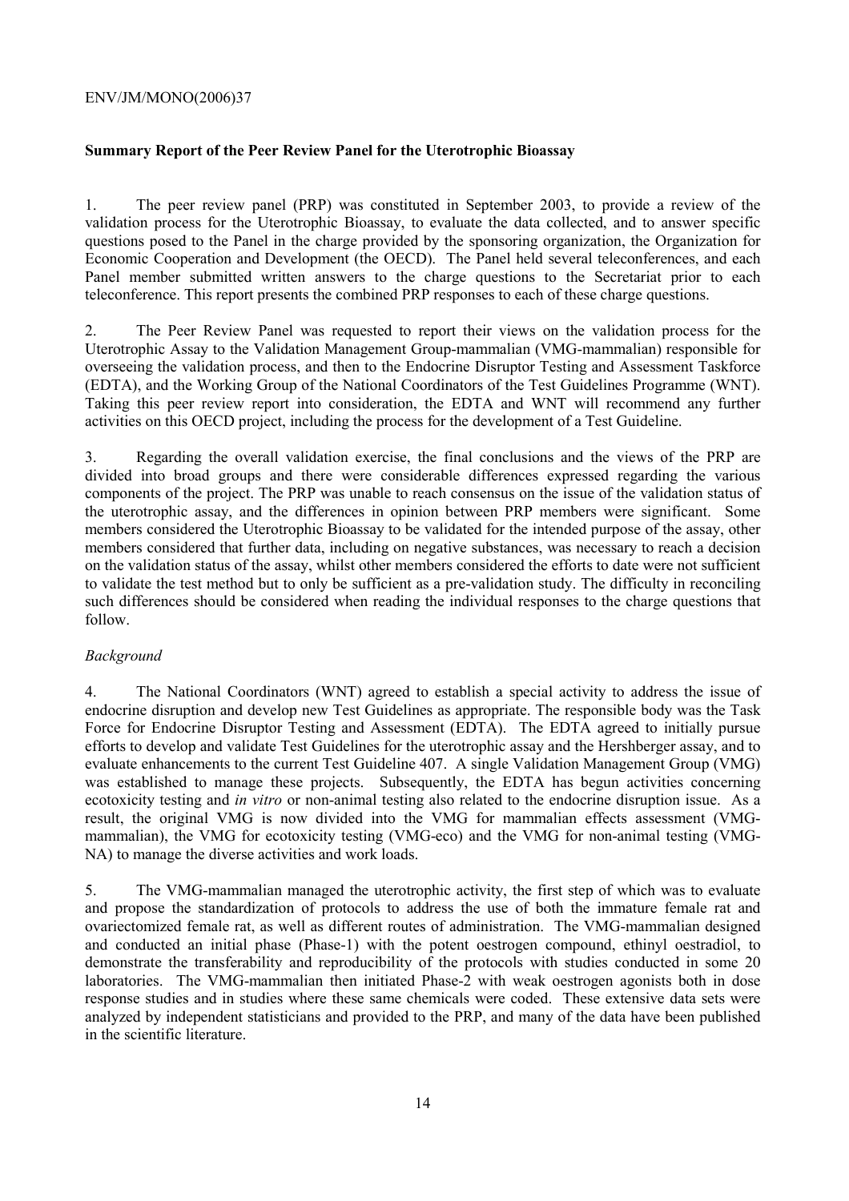## Summary Report of the Peer Review Panel for the Uterotrophic Bioassay

1. The peer review panel (PRP) was constituted in September 2003, to provide a review of the validation process for the Uterotrophic Bioassay, to evaluate the data collected, and to answer specific questions posed to the Panel in the charge provided by the sponsoring organization, the Organization for Economic Cooperation and Development (the OECD). The Panel held several teleconferences, and each Panel member submitted written answers to the charge questions to the Secretariat prior to each teleconference. This report presents the combined PRP responses to each of these charge questions.

2. The Peer Review Panel was requested to report their views on the validation process for the Uterotrophic Assay to the Validation Management Group-mammalian (VMG-mammalian) responsible for overseeing the validation process, and then to the Endocrine Disruptor Testing and Assessment Taskforce (EDTA), and the Working Group of the National Coordinators of the Test Guidelines Programme (WNT). Taking this peer review report into consideration, the EDTA and WNT will recommend any further activities on this OECD project, including the process for the development of a Test Guideline.

3. Regarding the overall validation exercise, the final conclusions and the views of the PRP are divided into broad groups and there were considerable differences expressed regarding the various components of the project. The PRP was unable to reach consensus on the issue of the validation status of the uterotrophic assay, and the differences in opinion between PRP members were significant. Some members considered the Uterotrophic Bioassay to be validated for the intended purpose of the assay, other members considered that further data, including on negative substances, was necessary to reach a decision on the validation status of the assay, whilst other members considered the efforts to date were not sufficient to validate the test method but to only be sufficient as a pre-validation study. The difficulty in reconciling such differences should be considered when reading the individual responses to the charge questions that follow.

*Background*

4. The National Coordinators (WNT) agreed to establish a special activity to address the issue of endocrine disruption and develop new Test Guidelines as appropriate. The responsible body was the Task Force for Endocrine Disruptor Testing and Assessment (EDTA). The EDTA agreed to initially pursue efforts to develop and validate Test Guidelines for the uterotrophic assay and the Hershberger assay, and to evaluate enhancements to the current Test Guideline 407. A single Validation Management Group (VMG) was established to manage these projects. Subsequently, the EDTA has begun activities concerning ecotoxicity testing and *in vitro* or non-animal testing also related to the endocrine disruption issue. As a result, the original VMG is now divided into the VMG for mammalian effects assessment (VMG-mammalian), the VMG for ecotoxicity testing (VMG-eco) and the VMG for non-animal testing (VMG-NA) to manage the diverse activities and work loads.

5. The VMG-mammalian managed the uterotrophic activity, the first step of which was to evaluate and propose the standardization of protocols to address the use of both the immature female rat and ovariectomized female rat, as well as different routes of administration. The VMG-mammalian designed and conducted an initial phase (Phase-1) with the potent oestrogen compound, ethinyl oestradiol, to demonstrate the transferability and reproducibility of the protocols with studies conducted in some 20 laboratories. The VMG-mammalian then initiated Phase-2 with weak oestrogen agonists both in dose response studies and in studies where these same chemicals were coded. These extensive data sets were analyzed by independent statisticians and provided to the PRP, and many of the data have been published in the scientific literature.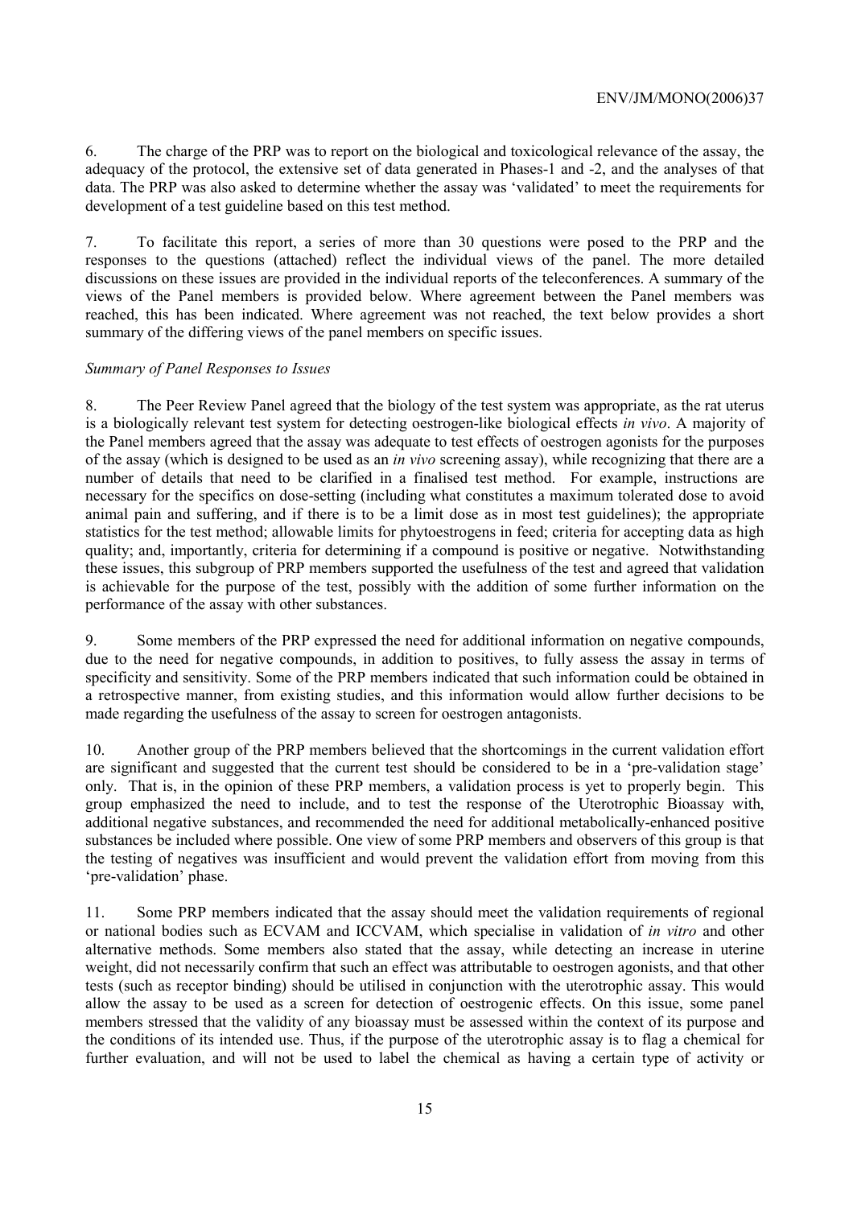6. The charge of the PRP was to report on the biological and toxicological relevance of the assay, the adequacy of the protocol, the extensive set of data generated in Phases-1 and -2, and the analyses of that data. The PRP was also asked to determine whether the assay was 'validated' to meet the requirements for development of a test guideline based on this test method.

7. To facilitate this report, a series of more than 30 questions were posed to the PRP and the responses to the questions (attached) reflect the individual views of the panel. The more detailed discussions on these issues are provided in the individual reports of the teleconferences. A summary of the views of the Panel members is provided below. Where agreement between the Panel members was reached, this has been indicated. Where agreement was not reached, the text below provides a short summary of the differing views of the panel members on specific issues.

*Summary of Panel Responses to Issues*

8. The Peer Review Panel agreed that the biology of the test system was appropriate, as the rat uterus is a biologically relevant test system for detecting oestrogen-like biological effects *in vivo*. A majority of the Panel members agreed that the assay was adequate to test effects of oestrogen agonists for the purposes of the assay (which is designed to be used as an *in vivo* screening assay), while recognizing that there are a number of details that need to be clarified in a finalised test method. For example, instructions are necessary for the specifics on dose-setting (including what constitutes a maximum tolerated dose to avoid animal pain and suffering, and if there is to be a limit dose as in most test guidelines); the appropriate statistics for the test method; allowable limits for phytoestrogens in feed; criteria for accepting data as high quality; and, importantly, criteria for determining if a compound is positive or negative. Notwithstanding these issues, this subgroup of PRP members supported the usefulness of the test and agreed that validation is achievable for the purpose of the test, possibly with the addition of some further information on the performance of the assay with other substances.

9. Some members of the PRP expressed the need for additional information on negative compounds, due to the need for negative compounds, in addition to positives, to fully assess the assay in terms of specificity and sensitivity. Some of the PRP members indicated that such information could be obtained in a retrospective manner, from existing studies, and this information would allow further decisions to be made regarding the usefulness of the assay to screen for oestrogen antagonists.

10. Another group of the PRP members believed that the shortcomings in the current validation effort are significant and suggested that the current test should be considered to be in a 'pre-validation stage' only. That is, in the opinion of these PRP members, a validation process is yet to properly begin. This group emphasized the need to include, and to test the response of the Uterotrophic Bioassay with, additional negative substances, and recommended the need for additional metabolically-enhanced positive substances be included where possible. One view of some PRP members and observers of this group is that the testing of negatives was insufficient and would prevent the validation effort from moving from this 'pre-validation' phase.

11. Some PRP members indicated that the assay should meet the validation requirements of regional or national bodies such as ECVAM and ICCVAM, which specialise in validation of *in vitro* and other alternative methods. Some members also stated that the assay, while detecting an increase in uterine weight, did not necessarily confirm that such an effect was attributable to oestrogen agonists, and that other tests (such as receptor binding) should be utilised in conjunction with the uterotrophic assay. This would allow the assay to be used as a screen for detection of oestrogenic effects. On this issue, some panel members stressed that the validity of any bioassay must be assessed within the context of its purpose and the conditions of its intended use. Thus, if the purpose of the uterotrophic assay is to flag a chemical for further evaluation, and will not be used to label the chemical as having a certain type of activity or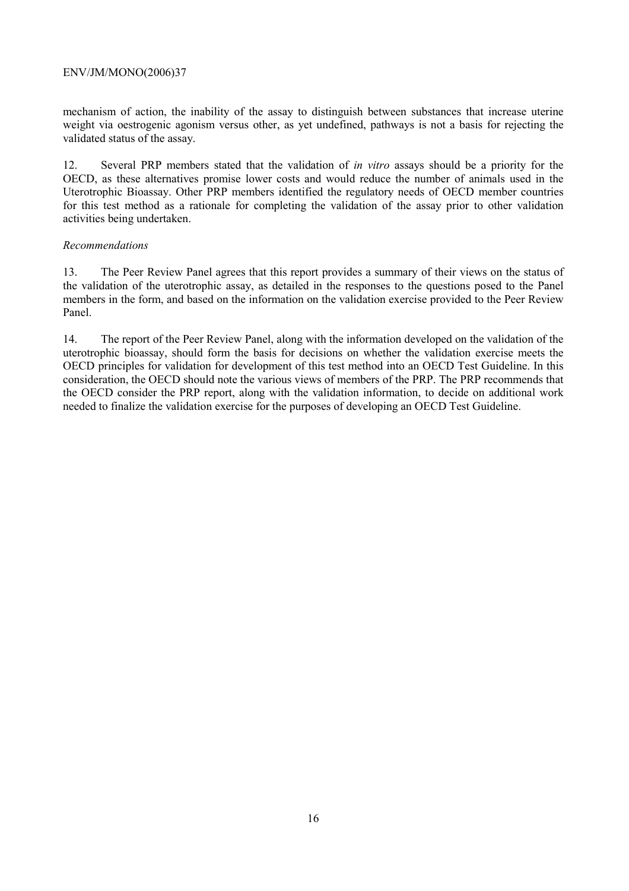mechanism of action, the inability of the assay to distinguish between substances that increase uterine weight via oestrogenic agonism versus other, as yet undefined, pathways is not a basis for rejecting the validated status of the assay.

12. Several PRP members stated that the validation of *in vitro* assays should be a priority for the OECD, as these alternatives promise lower costs and would reduce the number of animals used in the Uterotrophic Bioassay. Other PRP members identified the regulatory needs of OECD member countries for this test method as a rationale for completing the validation of the assay prior to other validation activities being undertaken.

*Recommendations*

13. The Peer Review Panel agrees that this report provides a summary of their views on the status of the validation of the uterotrophic assay, as detailed in the responses to the questions posed to the Panel members in the form, and based on the information on the validation exercise provided to the Peer Review Panel.

14. The report of the Peer Review Panel, along with the information developed on the validation of the uterotrophic bioassay, should form the basis for decisions on whether the validation exercise meets the OECD principles for validation for development of this test method into an OECD Test Guideline. In this consideration, the OECD should note the various views of members of the PRP. The PRP recommends that the OECD consider the PRP report, along with the validation information, to decide on additional work needed to finalize the validation exercise for the purposes of developing an OECD Test Guideline.